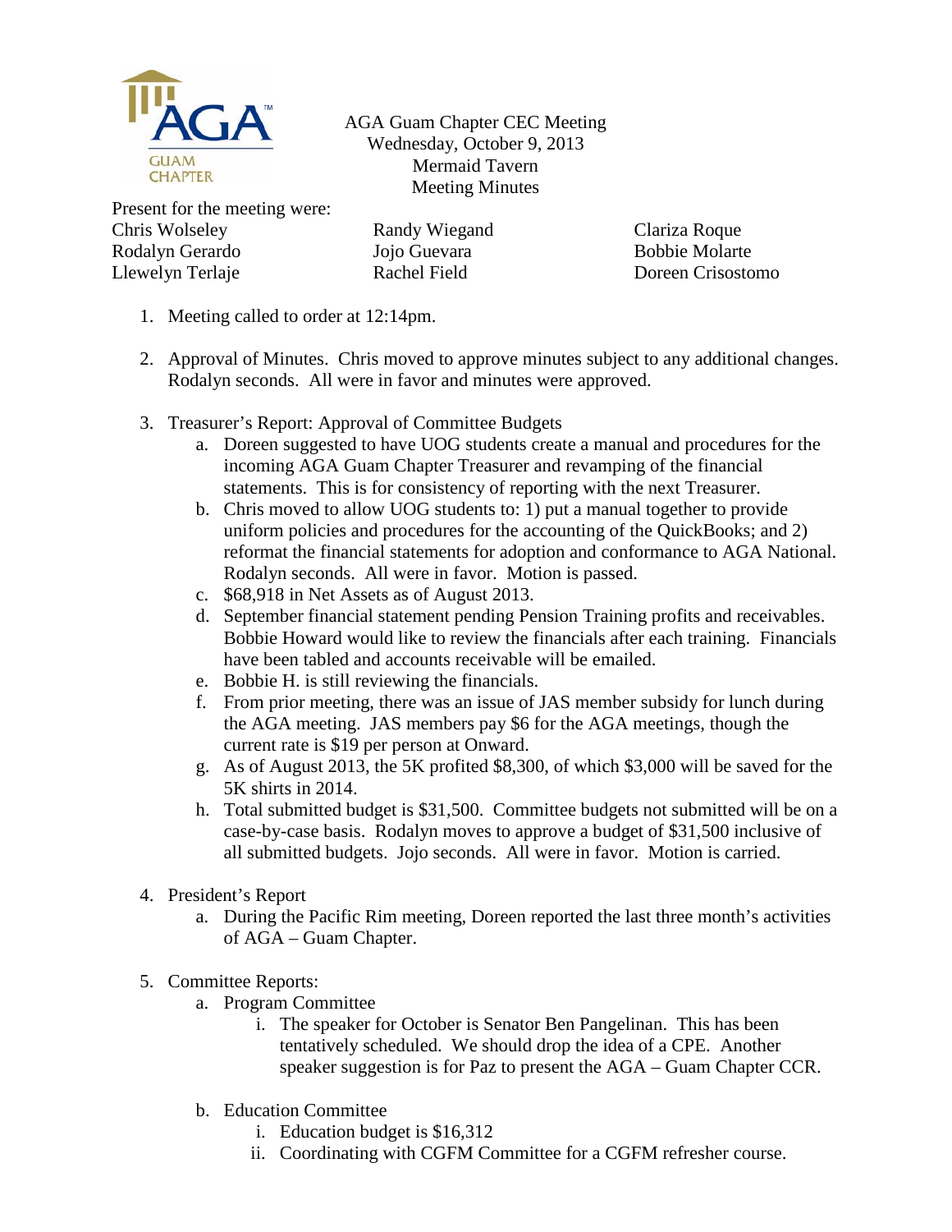AGA Guam Chapter CEC Meeting
Wednesday, October 9, 2013
Mermaid Tavern
Meeting Minutes

Present for the meeting were:

| | | |
|---|---|---|
| Chris Wolseley | Randy Wiegand | Clariza Roque |
| Rodalyn Gerardo | Jojo Guevara | Bobbie Molarte |
| Llewelyn Terlaje | Rachel Field | Doreen Crisostomo |

1. Meeting called to order at 12:14pm.

2. Approval of Minutes. Chris moved to approve minutes subject to any additional changes. Rodalyn seconds. All were in favor and minutes were approved.

3. Treasurer's Report: Approval of Committee Budgets
   a. Doreen suggested to have UOG students create a manual and procedures for the incoming AGA Guam Chapter Treasurer and revamping of the financial statements. This is for consistency of reporting with the next Treasurer.
   b. Chris moved to allow UOG students to: 1) put a manual together to provide uniform policies and procedures for the accounting of the QuickBooks; and 2) reformat the financial statements for adoption and conformance to AGA National. Rodalyn seconds. All were in favor. Motion is passed.
   c. $68,918 in Net Assets as of August 2013.
   d. September financial statement pending Pension Training profits and receivables. Bobbie Howard would like to review the financials after each training. Financials have been tabled and accounts receivable will be emailed.
   e. Bobbie H. is still reviewing the financials.
   f. From prior meeting, there was an issue of JAS member subsidy for lunch during the AGA meeting. JAS members pay $6 for the AGA meetings, though the current rate is $19 per person at Onward.
   g. As of August 2013, the 5K profited $8,300, of which $3,000 will be saved for the 5K shirts in 2014.
   h. Total submitted budget is $31,500. Committee budgets not submitted will be on a case-by-case basis. Rodalyn moves to approve a budget of $31,500 inclusive of all submitted budgets. Jojo seconds. All were in favor. Motion is carried.

4. President's Report
   a. During the Pacific Rim meeting, Doreen reported the last three month's activities of AGA – Guam Chapter.

5. Committee Reports:
   a. Program Committee
      i. The speaker for October is Senator Ben Pangelinan. This has been tentatively scheduled. We should drop the idea of a CPE. Another speaker suggestion is for Paz to present the AGA – Guam Chapter CCR.

   b. Education Committee
      i. Education budget is $16,312
      ii. Coordinating with CGFM Committee for a CGFM refresher course.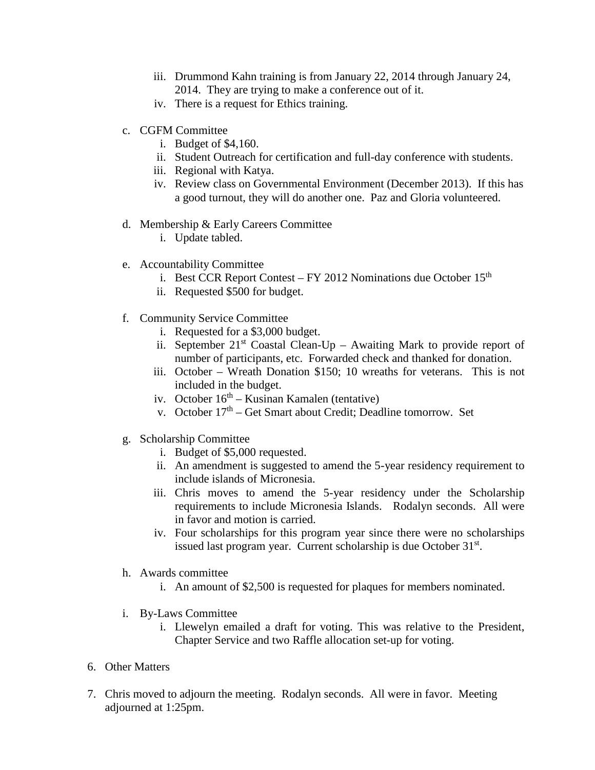iii. Drummond Kahn training is from January 22, 2014 through January 24, 2014. They are trying to make a conference out of it.
   iv. There is a request for Ethics training.

c. CGFM Committee
   i. Budget of $4,160.
   ii. Student Outreach for certification and full-day conference with students.
   iii. Regional with Katya.
   iv. Review class on Governmental Environment (December 2013). If this has a good turnout, they will do another one. Paz and Gloria volunteered.

d. Membership & Early Careers Committee
   i. Update tabled.

e. Accountability Committee
   i. Best CCR Report Contest – FY 2012 Nominations due October 15th
   ii. Requested $500 for budget.

f. Community Service Committee
   i. Requested for a $3,000 budget.
   ii. September 21st Coastal Clean-Up – Awaiting Mark to provide report of number of participants, etc. Forwarded check and thanked for donation.
   iii. October – Wreath Donation $150; 10 wreaths for veterans. This is not included in the budget.
   iv. October 16th – Kusinan Kamalen (tentative)
   v. October 17th – Get Smart about Credit; Deadline tomorrow. Set

g. Scholarship Committee
   i. Budget of $5,000 requested.
   ii. An amendment is suggested to amend the 5-year residency requirement to include islands of Micronesia.
   iii. Chris moves to amend the 5-year residency under the Scholarship requirements to include Micronesia Islands. Rodalyn seconds. All were in favor and motion is carried.
   iv. Four scholarships for this program year since there were no scholarships issued last program year. Current scholarship is due October 31st.

h. Awards committee
   i. An amount of $2,500 is requested for plaques for members nominated.

i. By-Laws Committee
   i. Llewelyn emailed a draft for voting. This was relative to the President, Chapter Service and two Raffle allocation set-up for voting.

6. Other Matters

7. Chris moved to adjourn the meeting. Rodalyn seconds. All were in favor. Meeting adjourned at 1:25pm.